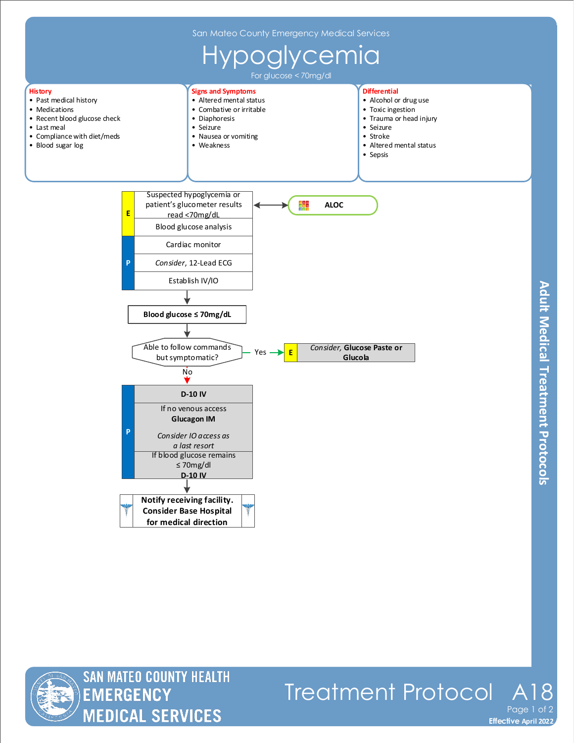San Mateo County Emergency Medical Services

# Hypoglycemia

For glucose < 70mg/dl

**History**
- Past medical history
- Medications
- Recent blood glucose check
- Last meal
- Compliance with diet/meds
- Blood sugar log

**Signs and Symptoms**
- Altered mental status
- Combative or irritable
- Diaphoresis
- Seizure
- Nausea or vomiting
- Weakness

**Differential**
- Alcohol or drug use
- Toxic ingestion
- Trauma or head injury
- Seizure
- Stroke
- Altered mental status
- Sepsis

**E**
- Suspected hypoglycemia or patient's glucometer results read <70mg/dL ↔ **ALOC**
- Blood glucose analysis

**P**
- Cardiac monitor
- *Consider*, 12-Lead ECG
- Establish IV/IO

↓

**Blood glucose ≤ 70mg/dL**

↓

Able to follow commands but symptomatic?

- Yes → **E**: *Consider*, **Glucose Paste or Glucola**
- No ↓

**P**
- **D-10 IV**
- If no venous access **Glucagon IM**
  *Consider IO access as a last resort*
- If blood glucose remains ≤ 70mg/dl **D-10 IV**

↓

**Notify receiving facility. Consider Base Hospital for medical direction**

Adult Medical Treatment Protocols

SAN MATEO COUNTY HEALTH EMERGENCY MEDICAL SERVICES

Treatment Protocol A18

Effective April 2022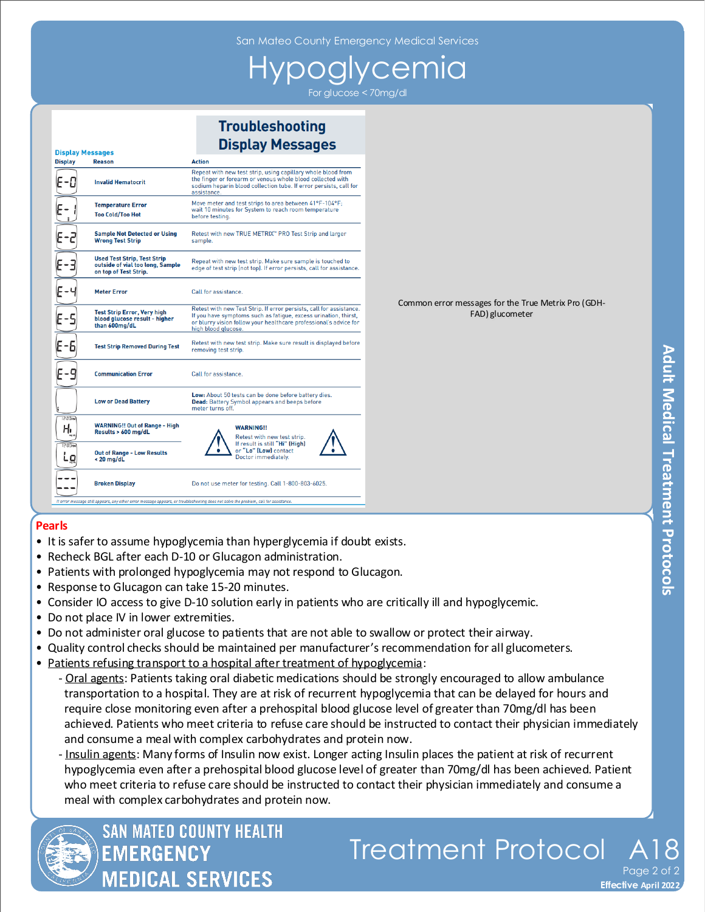San Mateo County Emergency Medical Services

# Hypoglycemia

For glucose < 70mg/dl

## Troubleshooting Display Messages

Display Messages

| Display | Reason | Action |
|---|---|---|
| E-0 | Invalid Hematocrit | Repeat with new test strip, using capillary whole blood from the finger or forearm or venous whole blood collected with sodium heparin blood collection tube. If error persists, call for assistance. |
| E-1 | Temperature Error Too Cold/Too Hot | Move meter and test strips to area between 41°F-104°F; wait 10 minutes for System to reach room temperature before testing. |
| E-2 | Sample Not Detected or Using Wrong Test Strip | Retest with new TRUE METRIX™ PRO Test Strip and larger sample. |
| E-3 | Used Test Strip, Test Strip outside of vial too long, Sample on top of Test Strip. | Repeat with new test strip. Make sure sample is touched to edge of test strip (not top). If error persists, call for assistance. |
| E-4 | Meter Error | Call for assistance. |
| E-5 | Test Strip Error, Very high blood glucose result - higher than 600mg/dL | Retest with new Test Strip. If error persists, call for assistance. If you have symptoms such as fatigue, excess urination, thirst, or blurry vision follow your healthcare professional's advice for high blood glucose. |
| E-6 | Test Strip Removed During Test | Retest with new test strip. Make sure result is displayed before removing test strip. |
| E-9 | Communication Error | Call for assistance. |
| (battery symbol) | Low or Dead Battery | **Low:** About 50 tests can be done before battery dies. **Dead:** Battery Symbol appears and beeps before meter turns off. |
| Hi | WARNING!! Out of Range - High Results > 600 mg/dL | **WARNING!!** Retest with new test strip. If result is still "Hi" (High) or "Lo" (Low) contact Doctor immediately. |
| Lo | Out of Range - Low Results < 20 mg/dL | |
| --- | Broken Display | Do not use meter for testing. Call 1-800-803-6025. |

If error message still appears, any other error message appears, or troubleshooting does not solve the problem, call for assistance.

Common error messages for the True Metrix Pro (GDH-FAD) glucometer

## Pearls

- It is safer to assume hypoglycemia than hyperglycemia if doubt exists.
- Recheck BGL after each D-10 or Glucagon administration.
- Patients with prolonged hypoglycemia may not respond to Glucagon.
- Response to Glucagon can take 15-20 minutes.
- Consider IO access to give D-10 solution early in patients who are critically ill and hypoglycemic.
- Do not place IV in lower extremities.
- Do not administer oral glucose to patients that are not able to swallow or protect their airway.
- Quality control checks should be maintained per manufacturer's recommendation for all glucometers.
- Patients refusing transport to a hospital after treatment of hypoglycemia:
  - Oral agents: Patients taking oral diabetic medications should be strongly encouraged to allow ambulance transportation to a hospital. They are at risk of recurrent hypoglycemia that can be delayed for hours and require close monitoring even after a prehospital blood glucose level of greater than 70mg/dl has been achieved. Patients who meet criteria to refuse care should be instructed to contact their physician immediately and consume a meal with complex carbohydrates and protein now.
  - Insulin agents: Many forms of Insulin now exist. Longer acting Insulin places the patient at risk of recurrent hypoglycemia even after a prehospital blood glucose level of greater than 70mg/dl has been achieved. Patient who meet criteria to refuse care should be instructed to contact their physician immediately and consume a meal with complex carbohydrates and protein now.

Adult Medical Treatment Protocols

SAN MATEO COUNTY HEALTH EMERGENCY MEDICAL SERVICES

Treatment Protocol A18

Effective April 2022